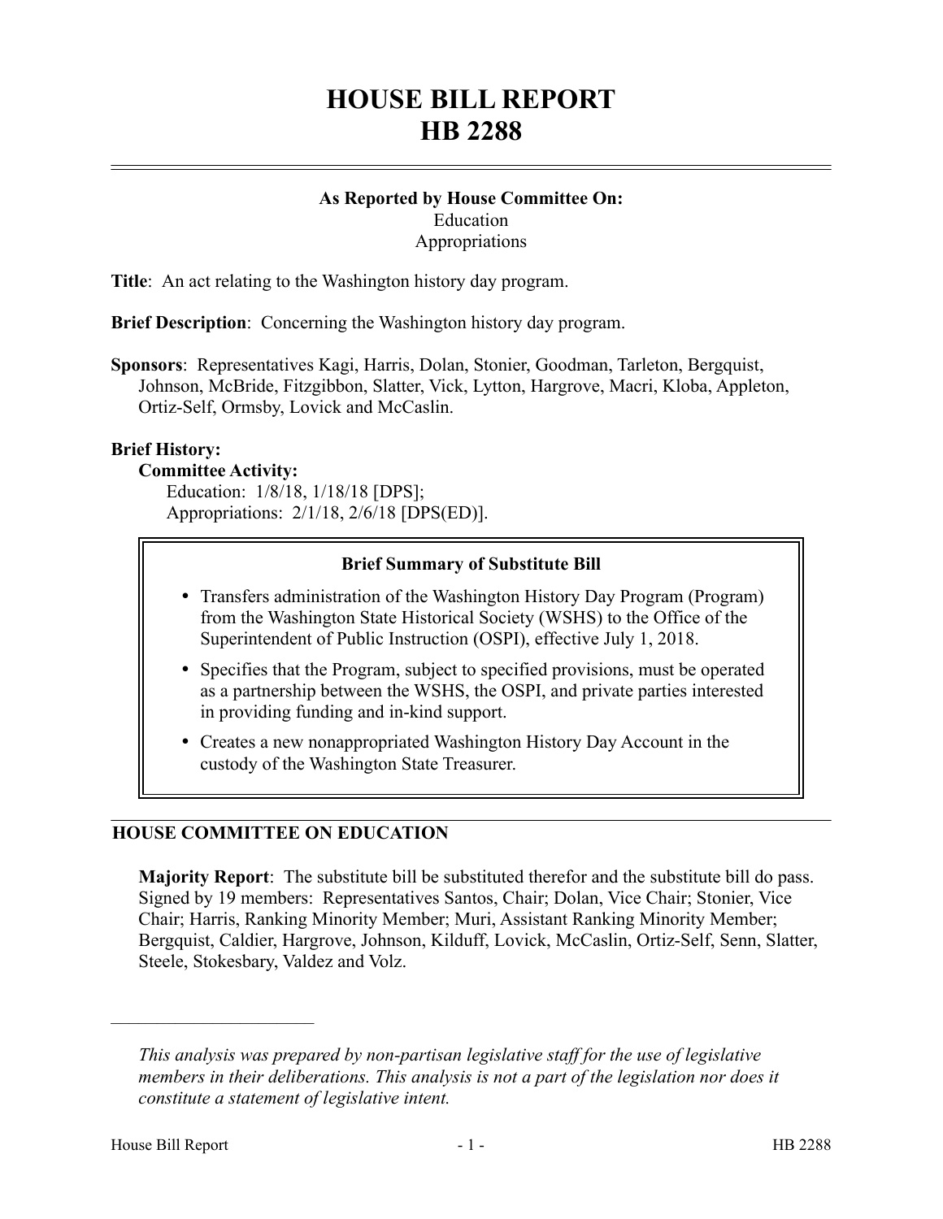# HOUSE BILL REPORT
# HB 2288

**As Reported by House Committee On:**
Education
Appropriations

**Title**: An act relating to the Washington history day program.

**Brief Description**: Concerning the Washington history day program.

**Sponsors**: Representatives Kagi, Harris, Dolan, Stonier, Goodman, Tarleton, Bergquist, Johnson, McBride, Fitzgibbon, Slatter, Vick, Lytton, Hargrove, Macri, Kloba, Appleton, Ortiz-Self, Ormsby, Lovick and McCaslin.

**Brief History:**

**Committee Activity:**

Education: 1/8/18, 1/18/18 [DPS];
Appropriations: 2/1/18, 2/6/18 [DPS(ED)].

**Brief Summary of Substitute Bill**

- Transfers administration of the Washington History Day Program (Program) from the Washington State Historical Society (WSHS) to the Office of the Superintendent of Public Instruction (OSPI), effective July 1, 2018.
- Specifies that the Program, subject to specified provisions, must be operated as a partnership between the WSHS, the OSPI, and private parties interested in providing funding and in-kind support.
- Creates a new nonappropriated Washington History Day Account in the custody of the Washington State Treasurer.

## HOUSE COMMITTEE ON EDUCATION

**Majority Report**: The substitute bill be substituted therefor and the substitute bill do pass. Signed by 19 members: Representatives Santos, Chair; Dolan, Vice Chair; Stonier, Vice Chair; Harris, Ranking Minority Member; Muri, Assistant Ranking Minority Member; Bergquist, Caldier, Hargrove, Johnson, Kilduff, Lovick, McCaslin, Ortiz-Self, Senn, Slatter, Steele, Stokesbary, Valdez and Volz.

---

*This analysis was prepared by non-partisan legislative staff for the use of legislative members in their deliberations. This analysis is not a part of the legislation nor does it constitute a statement of legislative intent.*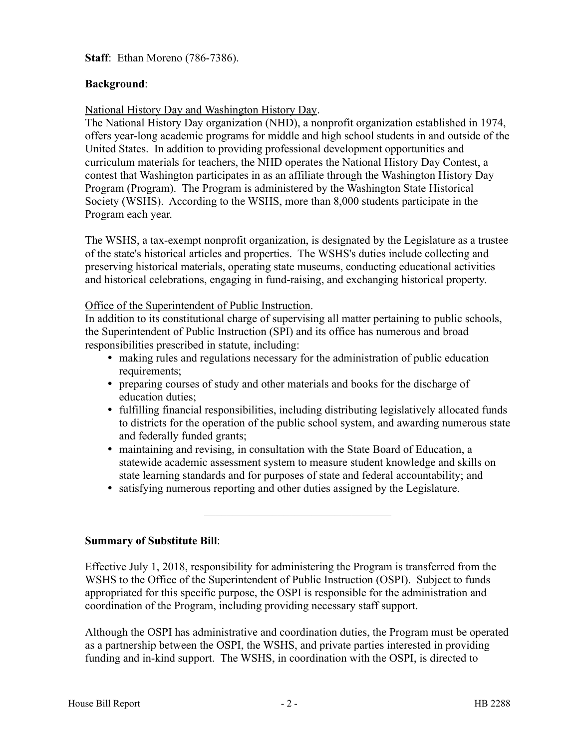**Staff**: Ethan Moreno (786-7386).

**Background**:

National History Day and Washington History Day.

The National History Day organization (NHD), a nonprofit organization established in 1974, offers year-long academic programs for middle and high school students in and outside of the United States. In addition to providing professional development opportunities and curriculum materials for teachers, the NHD operates the National History Day Contest, a contest that Washington participates in as an affiliate through the Washington History Day Program (Program). The Program is administered by the Washington State Historical Society (WSHS). According to the WSHS, more than 8,000 students participate in the Program each year.

The WSHS, a tax-exempt nonprofit organization, is designated by the Legislature as a trustee of the state's historical articles and properties. The WSHS's duties include collecting and preserving historical materials, operating state museums, conducting educational activities and historical celebrations, engaging in fund-raising, and exchanging historical property.

Office of the Superintendent of Public Instruction.

In addition to its constitutional charge of supervising all matter pertaining to public schools, the Superintendent of Public Instruction (SPI) and its office has numerous and broad responsibilities prescribed in statute, including:

- making rules and regulations necessary for the administration of public education requirements;
- preparing courses of study and other materials and books for the discharge of education duties;
- fulfilling financial responsibilities, including distributing legislatively allocated funds to districts for the operation of the public school system, and awarding numerous state and federally funded grants;
- maintaining and revising, in consultation with the State Board of Education, a statewide academic assessment system to measure student knowledge and skills on state learning standards and for purposes of state and federal accountability; and
- satisfying numerous reporting and other duties assigned by the Legislature.

---

**Summary of Substitute Bill**:

Effective July 1, 2018, responsibility for administering the Program is transferred from the WSHS to the Office of the Superintendent of Public Instruction (OSPI). Subject to funds appropriated for this specific purpose, the OSPI is responsible for the administration and coordination of the Program, including providing necessary staff support.

Although the OSPI has administrative and coordination duties, the Program must be operated as a partnership between the OSPI, the WSHS, and private parties interested in providing funding and in-kind support. The WSHS, in coordination with the OSPI, is directed to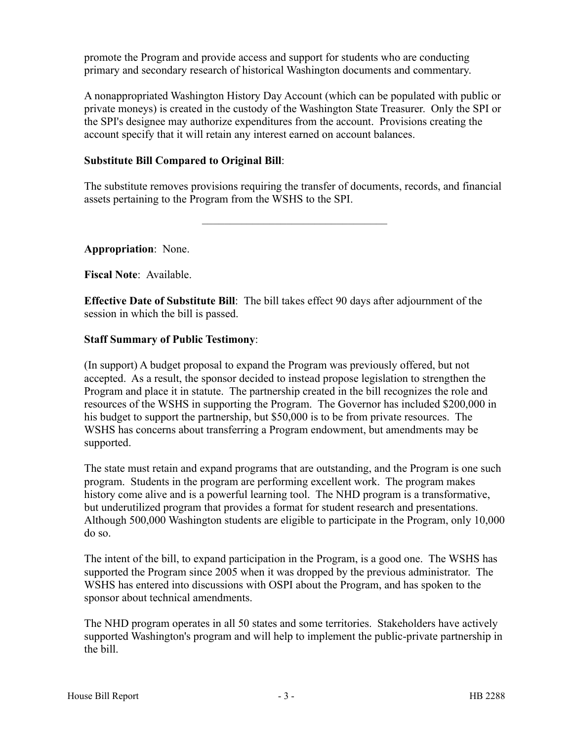promote the Program and provide access and support for students who are conducting primary and secondary research of historical Washington documents and commentary.

A nonappropriated Washington History Day Account (which can be populated with public or private moneys) is created in the custody of the Washington State Treasurer. Only the SPI or the SPI's designee may authorize expenditures from the account. Provisions creating the account specify that it will retain any interest earned on account balances.

**Substitute Bill Compared to Original Bill**:

The substitute removes provisions requiring the transfer of documents, records, and financial assets pertaining to the Program from the WSHS to the SPI.

---

**Appropriation**: None.

**Fiscal Note**: Available.

**Effective Date of Substitute Bill**: The bill takes effect 90 days after adjournment of the session in which the bill is passed.

**Staff Summary of Public Testimony**:

(In support) A budget proposal to expand the Program was previously offered, but not accepted. As a result, the sponsor decided to instead propose legislation to strengthen the Program and place it in statute. The partnership created in the bill recognizes the role and resources of the WSHS in supporting the Program. The Governor has included $200,000 in his budget to support the partnership, but $50,000 is to be from private resources. The WSHS has concerns about transferring a Program endowment, but amendments may be supported.

The state must retain and expand programs that are outstanding, and the Program is one such program. Students in the program are performing excellent work. The program makes history come alive and is a powerful learning tool. The NHD program is a transformative, but underutilized program that provides a format for student research and presentations. Although 500,000 Washington students are eligible to participate in the Program, only 10,000 do so.

The intent of the bill, to expand participation in the Program, is a good one. The WSHS has supported the Program since 2005 when it was dropped by the previous administrator. The WSHS has entered into discussions with OSPI about the Program, and has spoken to the sponsor about technical amendments.

The NHD program operates in all 50 states and some territories. Stakeholders have actively supported Washington's program and will help to implement the public-private partnership in the bill.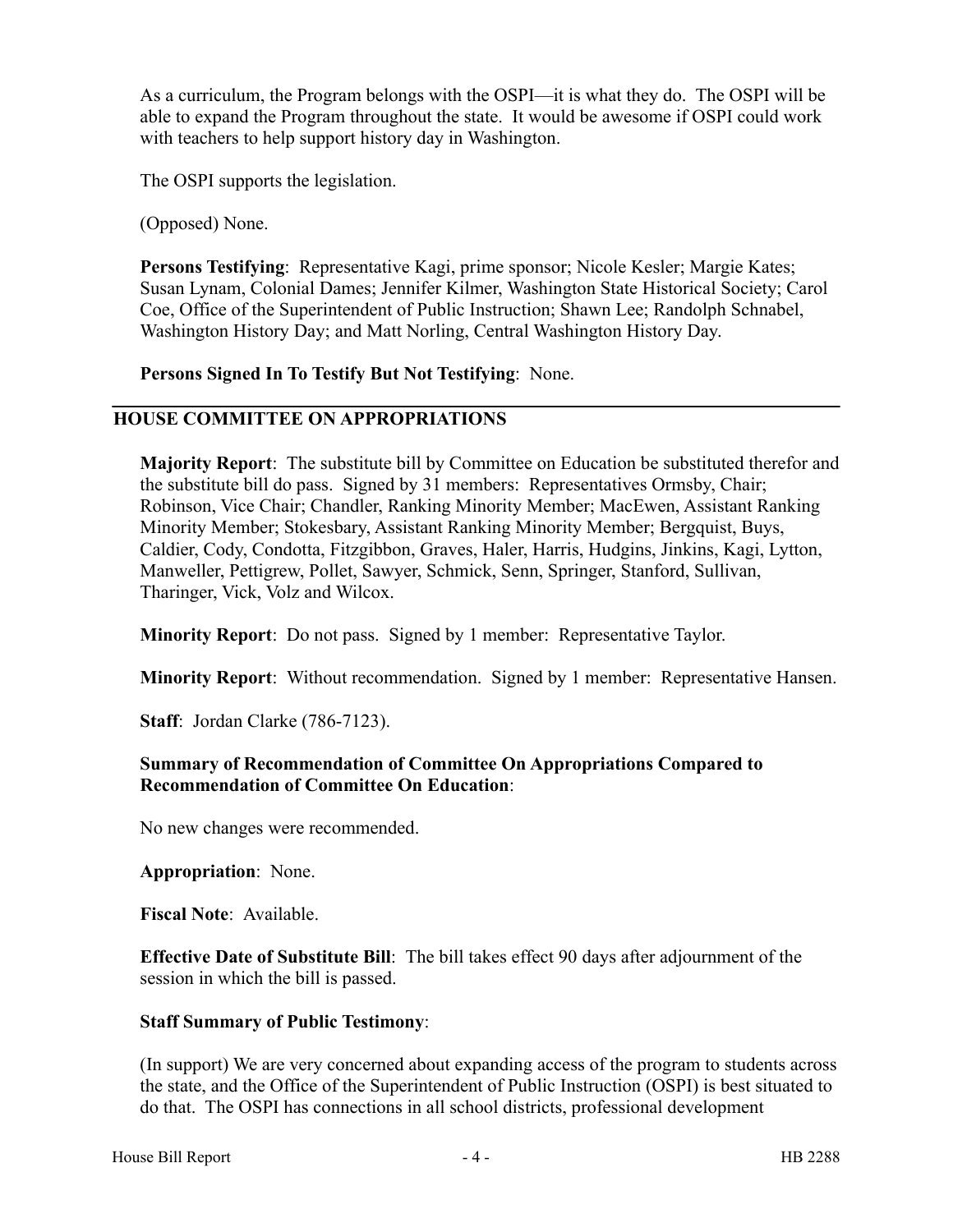As a curriculum, the Program belongs with the OSPI—it is what they do. The OSPI will be able to expand the Program throughout the state. It would be awesome if OSPI could work with teachers to help support history day in Washington.

The OSPI supports the legislation.

(Opposed) None.

**Persons Testifying**: Representative Kagi, prime sponsor; Nicole Kesler; Margie Kates; Susan Lynam, Colonial Dames; Jennifer Kilmer, Washington State Historical Society; Carol Coe, Office of the Superintendent of Public Instruction; Shawn Lee; Randolph Schnabel, Washington History Day; and Matt Norling, Central Washington History Day.

**Persons Signed In To Testify But Not Testifying**: None.

---

## HOUSE COMMITTEE ON APPROPRIATIONS

**Majority Report**: The substitute bill by Committee on Education be substituted therefor and the substitute bill do pass. Signed by 31 members: Representatives Ormsby, Chair; Robinson, Vice Chair; Chandler, Ranking Minority Member; MacEwen, Assistant Ranking Minority Member; Stokesbary, Assistant Ranking Minority Member; Bergquist, Buys, Caldier, Cody, Condotta, Fitzgibbon, Graves, Haler, Harris, Hudgins, Jinkins, Kagi, Lytton, Manweller, Pettigrew, Pollet, Sawyer, Schmick, Senn, Springer, Stanford, Sullivan, Tharinger, Vick, Volz and Wilcox.

**Minority Report**: Do not pass. Signed by 1 member: Representative Taylor.

**Minority Report**: Without recommendation. Signed by 1 member: Representative Hansen.

**Staff**: Jordan Clarke (786-7123).

**Summary of Recommendation of Committee On Appropriations Compared to Recommendation of Committee On Education**:

No new changes were recommended.

**Appropriation**: None.

**Fiscal Note**: Available.

**Effective Date of Substitute Bill**: The bill takes effect 90 days after adjournment of the session in which the bill is passed.

**Staff Summary of Public Testimony**:

(In support) We are very concerned about expanding access of the program to students across the state, and the Office of the Superintendent of Public Instruction (OSPI) is best situated to do that. The OSPI has connections in all school districts, professional development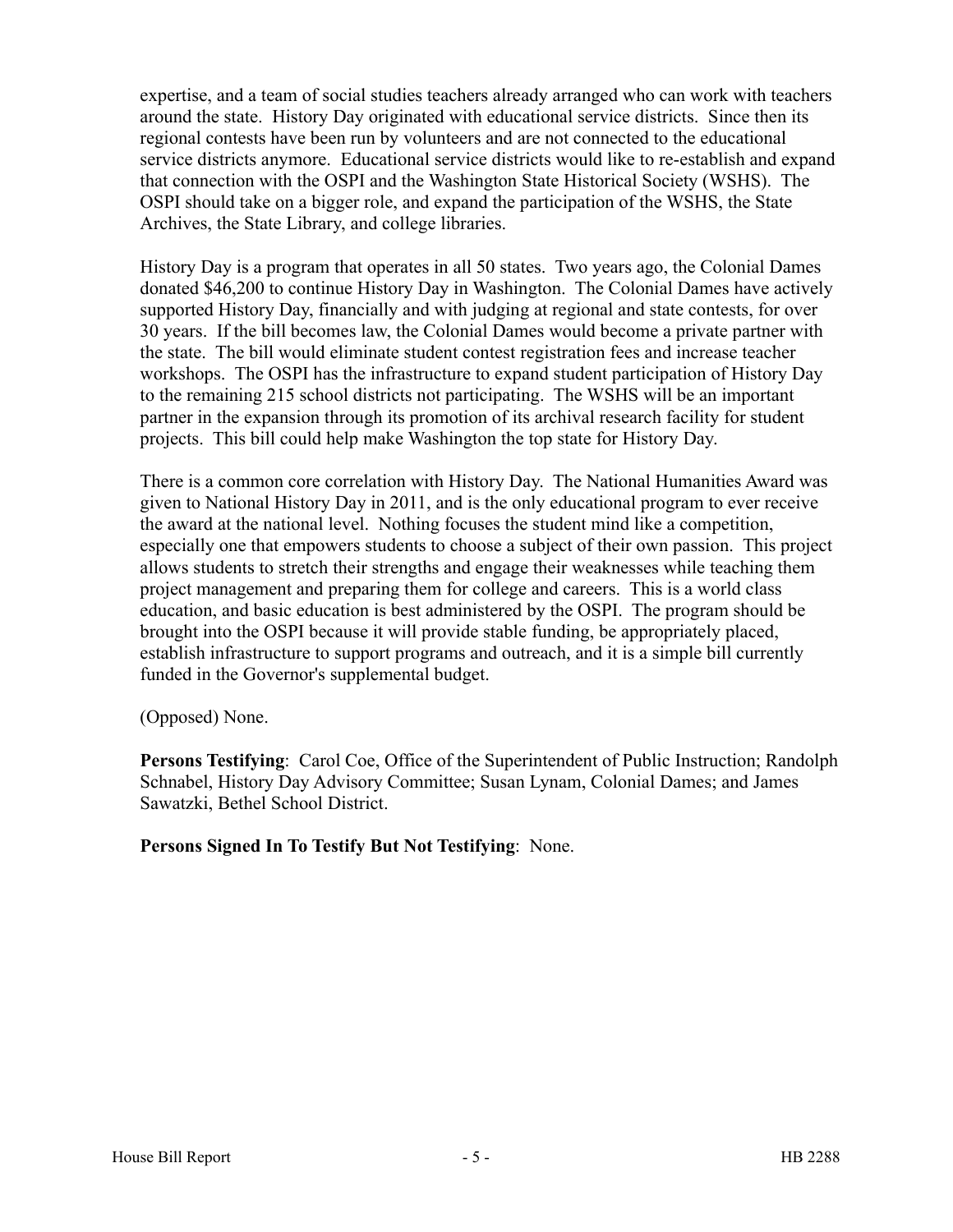expertise, and a team of social studies teachers already arranged who can work with teachers around the state. History Day originated with educational service districts. Since then its regional contests have been run by volunteers and are not connected to the educational service districts anymore. Educational service districts would like to re-establish and expand that connection with the OSPI and the Washington State Historical Society (WSHS). The OSPI should take on a bigger role, and expand the participation of the WSHS, the State Archives, the State Library, and college libraries.

History Day is a program that operates in all 50 states. Two years ago, the Colonial Dames donated $46,200 to continue History Day in Washington. The Colonial Dames have actively supported History Day, financially and with judging at regional and state contests, for over 30 years. If the bill becomes law, the Colonial Dames would become a private partner with the state. The bill would eliminate student contest registration fees and increase teacher workshops. The OSPI has the infrastructure to expand student participation of History Day to the remaining 215 school districts not participating. The WSHS will be an important partner in the expansion through its promotion of its archival research facility for student projects. This bill could help make Washington the top state for History Day.

There is a common core correlation with History Day. The National Humanities Award was given to National History Day in 2011, and is the only educational program to ever receive the award at the national level. Nothing focuses the student mind like a competition, especially one that empowers students to choose a subject of their own passion. This project allows students to stretch their strengths and engage their weaknesses while teaching them project management and preparing them for college and careers. This is a world class education, and basic education is best administered by the OSPI. The program should be brought into the OSPI because it will provide stable funding, be appropriately placed, establish infrastructure to support programs and outreach, and it is a simple bill currently funded in the Governor's supplemental budget.

(Opposed) None.

**Persons Testifying**: Carol Coe, Office of the Superintendent of Public Instruction; Randolph Schnabel, History Day Advisory Committee; Susan Lynam, Colonial Dames; and James Sawatzki, Bethel School District.

**Persons Signed In To Testify But Not Testifying**: None.